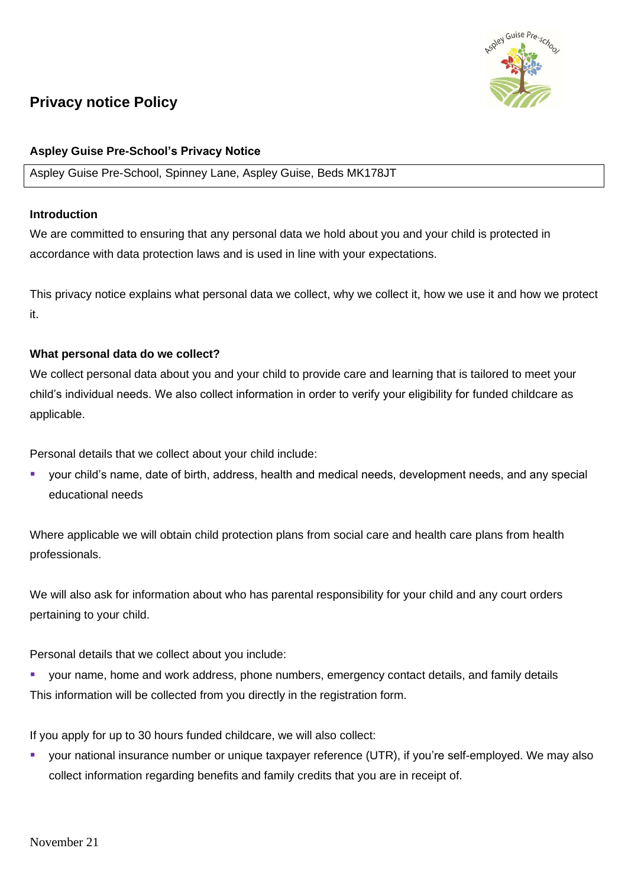# Privacy notice Policy

**Aspley Guise Pre-School's Privacy Notice**

| Aspley Guise Pre-School, Spinney Lane, Aspley Guise, Beds MK178JT |
|---|

**Introduction**

We are committed to ensuring that any personal data we hold about you and your child is protected in accordance with data protection laws and is used in line with your expectations.

This privacy notice explains what personal data we collect, why we collect it, how we use it and how we protect it.

**What personal data do we collect?**

We collect personal data about you and your child to provide care and learning that is tailored to meet your child's individual needs. We also collect information in order to verify your eligibility for funded childcare as applicable.

Personal details that we collect about your child include:

- your child's name, date of birth, address, health and medical needs, development needs, and any special educational needs

Where applicable we will obtain child protection plans from social care and health care plans from health professionals.

We will also ask for information about who has parental responsibility for your child and any court orders pertaining to your child.

Personal details that we collect about you include:

- your name, home and work address, phone numbers, emergency contact details, and family details

This information will be collected from you directly in the registration form.

If you apply for up to 30 hours funded childcare, we will also collect:

- your national insurance number or unique taxpayer reference (UTR), if you're self-employed. We may also collect information regarding benefits and family credits that you are in receipt of.

November 21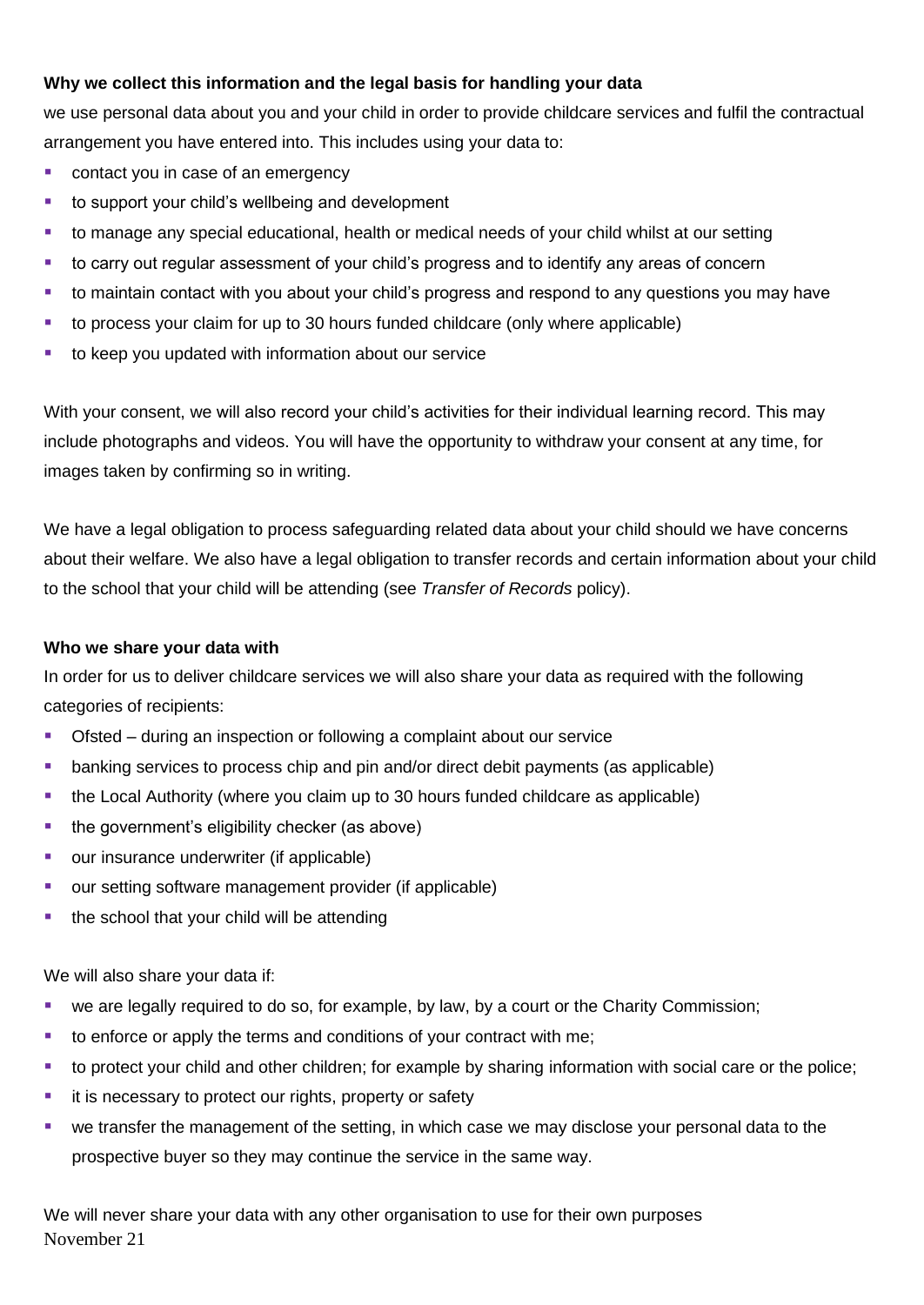**Why we collect this information and the legal basis for handling your data**

we use personal data about you and your child in order to provide childcare services and fulfil the contractual arrangement you have entered into. This includes using your data to:

- contact you in case of an emergency
- to support your child's wellbeing and development
- to manage any special educational, health or medical needs of your child whilst at our setting
- to carry out regular assessment of your child's progress and to identify any areas of concern
- to maintain contact with you about your child's progress and respond to any questions you may have
- to process your claim for up to 30 hours funded childcare (only where applicable)
- to keep you updated with information about our service

With your consent, we will also record your child's activities for their individual learning record. This may include photographs and videos. You will have the opportunity to withdraw your consent at any time, for images taken by confirming so in writing.

We have a legal obligation to process safeguarding related data about your child should we have concerns about their welfare. We also have a legal obligation to transfer records and certain information about your child to the school that your child will be attending (see *Transfer of Records* policy).

**Who we share your data with**

In order for us to deliver childcare services we will also share your data as required with the following categories of recipients:

- Ofsted – during an inspection or following a complaint about our service
- banking services to process chip and pin and/or direct debit payments (as applicable)
- the Local Authority (where you claim up to 30 hours funded childcare as applicable)
- the government's eligibility checker (as above)
- our insurance underwriter (if applicable)
- our setting software management provider (if applicable)
- the school that your child will be attending

We will also share your data if:

- we are legally required to do so, for example, by law, by a court or the Charity Commission;
- to enforce or apply the terms and conditions of your contract with me;
- to protect your child and other children; for example by sharing information with social care or the police;
- it is necessary to protect our rights, property or safety
- we transfer the management of the setting, in which case we may disclose your personal data to the prospective buyer so they may continue the service in the same way.

We will never share your data with any other organisation to use for their own purposes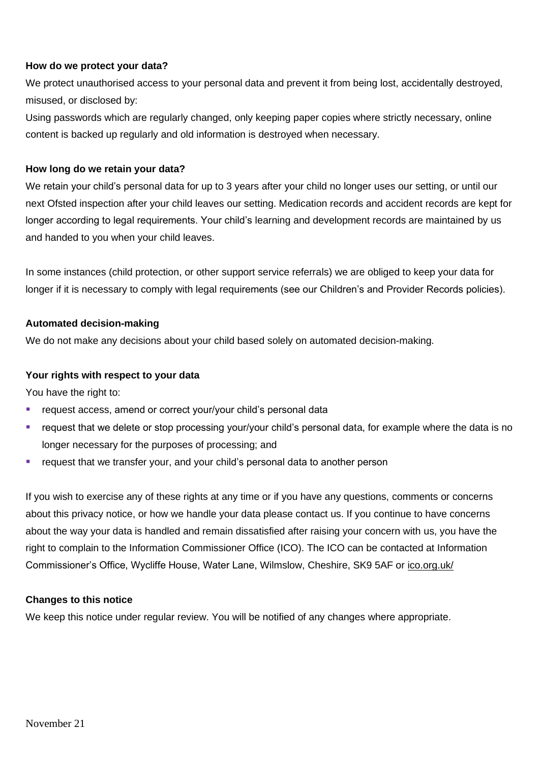**How do we protect your data?**

We protect unauthorised access to your personal data and prevent it from being lost, accidentally destroyed, misused, or disclosed by:

Using passwords which are regularly changed, only keeping paper copies where strictly necessary, online content is backed up regularly and old information is destroyed when necessary.

**How long do we retain your data?**

We retain your child's personal data for up to 3 years after your child no longer uses our setting, or until our next Ofsted inspection after your child leaves our setting. Medication records and accident records are kept for longer according to legal requirements. Your child's learning and development records are maintained by us and handed to you when your child leaves.

In some instances (child protection, or other support service referrals) we are obliged to keep your data for longer if it is necessary to comply with legal requirements (see our Children's and Provider Records policies).

**Automated decision-making**

We do not make any decisions about your child based solely on automated decision-making.

**Your rights with respect to your data**

You have the right to:

- request access, amend or correct your/your child's personal data
- request that we delete or stop processing your/your child's personal data, for example where the data is no longer necessary for the purposes of processing; and
- request that we transfer your, and your child's personal data to another person

If you wish to exercise any of these rights at any time or if you have any questions, comments or concerns about this privacy notice, or how we handle your data please contact us. If you continue to have concerns about the way your data is handled and remain dissatisfied after raising your concern with us, you have the right to complain to the Information Commissioner Office (ICO). The ICO can be contacted at Information Commissioner's Office, Wycliffe House, Water Lane, Wilmslow, Cheshire, SK9 5AF or ico.org.uk/

**Changes to this notice**

We keep this notice under regular review. You will be notified of any changes where appropriate.

November 21